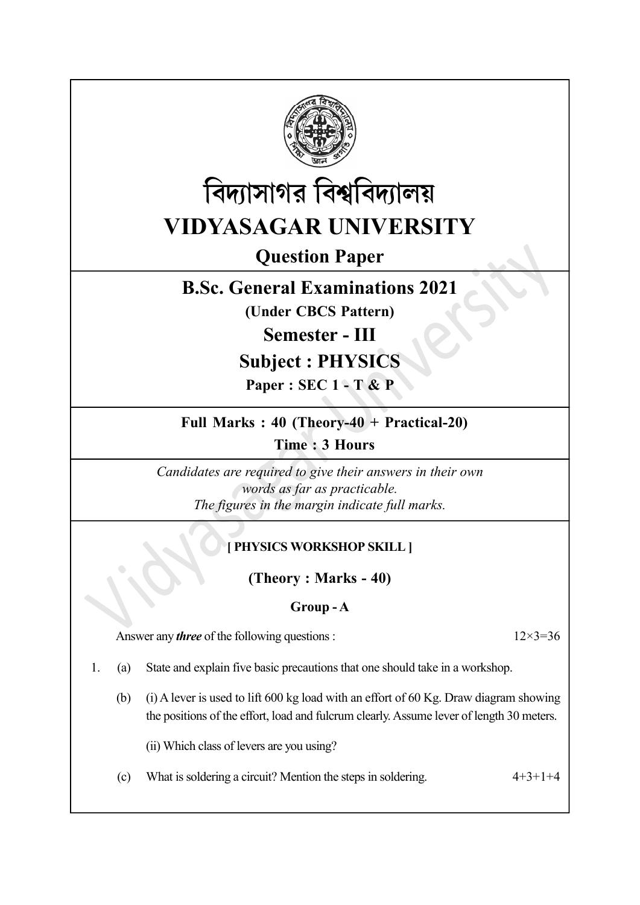# বিদ্যাসাগর বিশ্ববিদ্যালয়

# VIDYASAGAR UNIVERSITY

## Question Paper

## B.Sc. General Examinations 2021

**(Under CBCS Pattern)**

## Semester - III

## Subject : PHYSICS

**Paper : SEC 1 - T & P**

**Full Marks : 40 (Theory-40 + Practical-20)**

**Time : 3 Hours**

*Candidates are required to give their answers in their own words as far as practicable.*
*The figures in the margin indicate full marks.*

**[ PHYSICS WORKSHOP SKILL ]**

**(Theory : Marks - 40)**

**Group - A**

Answer any ***three*** of the following questions : 12×3=36

1. (a) State and explain five basic precautions that one should take in a workshop.

   (b) (i) A lever is used to lift 600 kg load with an effort of 60 Kg. Draw diagram showing the positions of the effort, load and fulcrum clearly. Assume lever of length 30 meters.

   (ii) Which class of levers are you using?

   (c) What is soldering a circuit? Mention the steps in soldering. 4+3+1+4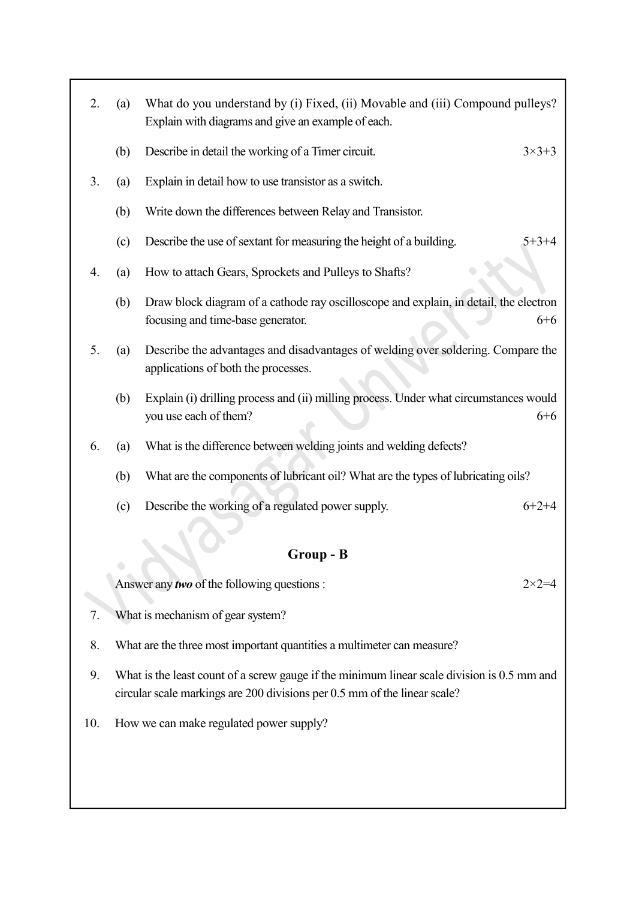2. (a) What do you understand by (i) Fixed, (ii) Movable and (iii) Compound pulleys? Explain with diagrams and give an example of each.

   (b) Describe in detail the working of a Timer circuit. 3×3+3

3. (a) Explain in detail how to use transistor as a switch.

   (b) Write down the differences between Relay and Transistor.

   (c) Describe the use of sextant for measuring the height of a building. 5+3+4

4. (a) How to attach Gears, Sprockets and Pulleys to Shafts?

   (b) Draw block diagram of a cathode ray oscilloscope and explain, in detail, the electron focusing and time-base generator. 6+6

5. (a) Describe the advantages and disadvantages of welding over soldering. Compare the applications of both the processes.

   (b) Explain (i) drilling process and (ii) milling process. Under what circumstances would you use each of them? 6+6

6. (a) What is the difference between welding joints and welding defects?

   (b) What are the components of lubricant oil? What are the types of lubricating oils?

   (c) Describe the working of a regulated power supply. 6+2+4

## Group - B

Answer any ***two*** of the following questions : 2×2=4

7. What is mechanism of gear system?

8. What are the three most important quantities a multimeter can measure?

9. What is the least count of a screw gauge if the minimum linear scale division is 0.5 mm and circular scale markings are 200 divisions per 0.5 mm of the linear scale?

10. How we can make regulated power supply?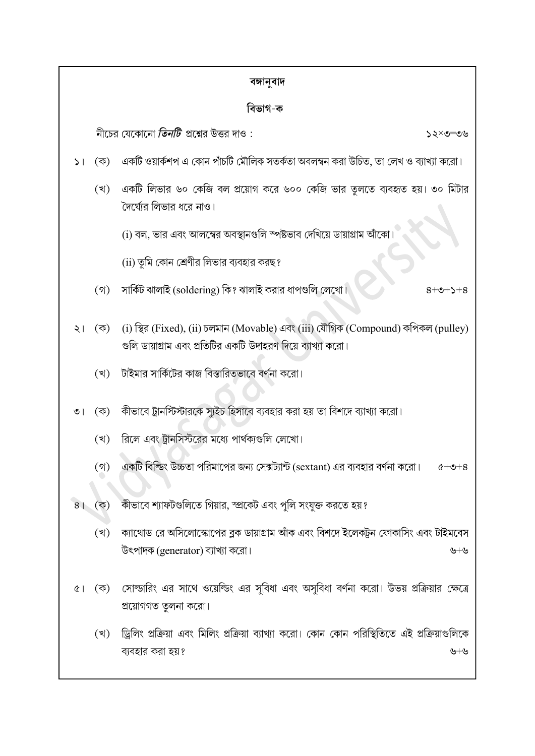## বঙ্গানুবাদ

### বিভাগ-ক

নীচের যেকোনো ***তিনটি*** প্রশ্নের উত্তর দাও : ১২×৩=৩৬

১। (ক) একটি ওয়ার্কশপ এ কোন পাঁচটি মৌলিক সতর্কতা অবলম্বন করা উচিত, তা লেখ ও ব্যাখ্যা করো।

(খ) একটি লিভার ৬০ কেজি বল প্রয়োগ করে ৬০০ কেজি ভার তুলতে ব্যবহৃত হয়। ৩০ মিটার দৈর্ঘ্যের লিভার ধরে নাও।

(i) বল, ভার এবং আলম্বের অবস্থানগুলি স্পষ্টভাব দেখিয়ে ডায়াগ্রাম আঁকো।

(ii) তুমি কোন শ্রেণীর লিভার ব্যবহার করছ?

(গ) সার্কিট ঝালাই (soldering) কি? ঝালাই করার ধাপগুলি লেখো। ৪+৩+১+৪

২। (ক) (i) স্থির (Fixed), (ii) চলমান (Movable) এবং (iii) যৌগিক (Compound) কপিকল (pulley) গুলি ডায়াগ্রাম এবং প্রতিটির একটি উদাহরণ দিয়ে ব্যাখ্যা করো।

(খ) টাইমার সার্কিটের কাজ বিস্তারিতভাবে বর্ণনা করো।

৩। (ক) কীভাবে ট্রানস্টিস্টারকে সুইচ হিসাবে ব্যবহার করা হয় তা বিশদে ব্যাখ্যা করো।

(খ) রিলে এবং ট্রানসিস্টরের মধ্যে পার্থক্যগুলি লেখো।

(গ) একটি বিল্ডিং উচ্চতা পরিমাপের জন্য সেক্সট্যান্ট (sextant) এর ব্যবহার বর্ণনা করো। ৫+৩+৪

৪। (ক) কীভাবে শ্যাফটগুলিতে গিয়ার, স্প্রকেট এবং পুলি সংযুক্ত করতে হয়?

(খ) ক্যাথোড রে অসিলোস্কোপের ব্লক ডায়াগ্রাম আঁক এবং বিশদে ইলেকট্রন ফোকাসিং এবং টাইমবেস উৎপাদক (generator) ব্যাখ্যা করো। ৬+৬

৫। (ক) সোল্ডারিং এর সাথে ওয়েল্ডিং এর সুবিধা এবং অসুবিধা বর্ণনা করো। উভয় প্রক্রিয়ার ক্ষেত্রে প্রয়োগগত তুলনা করো।

(খ) ড্রিলিং প্রক্রিয়া এবং মিলিং প্রক্রিয়া ব্যাখ্যা করো। কোন কোন পরিস্থিতিতে এই প্রক্রিয়াগুলিকে ব্যবহার করা হয়? ৬+৬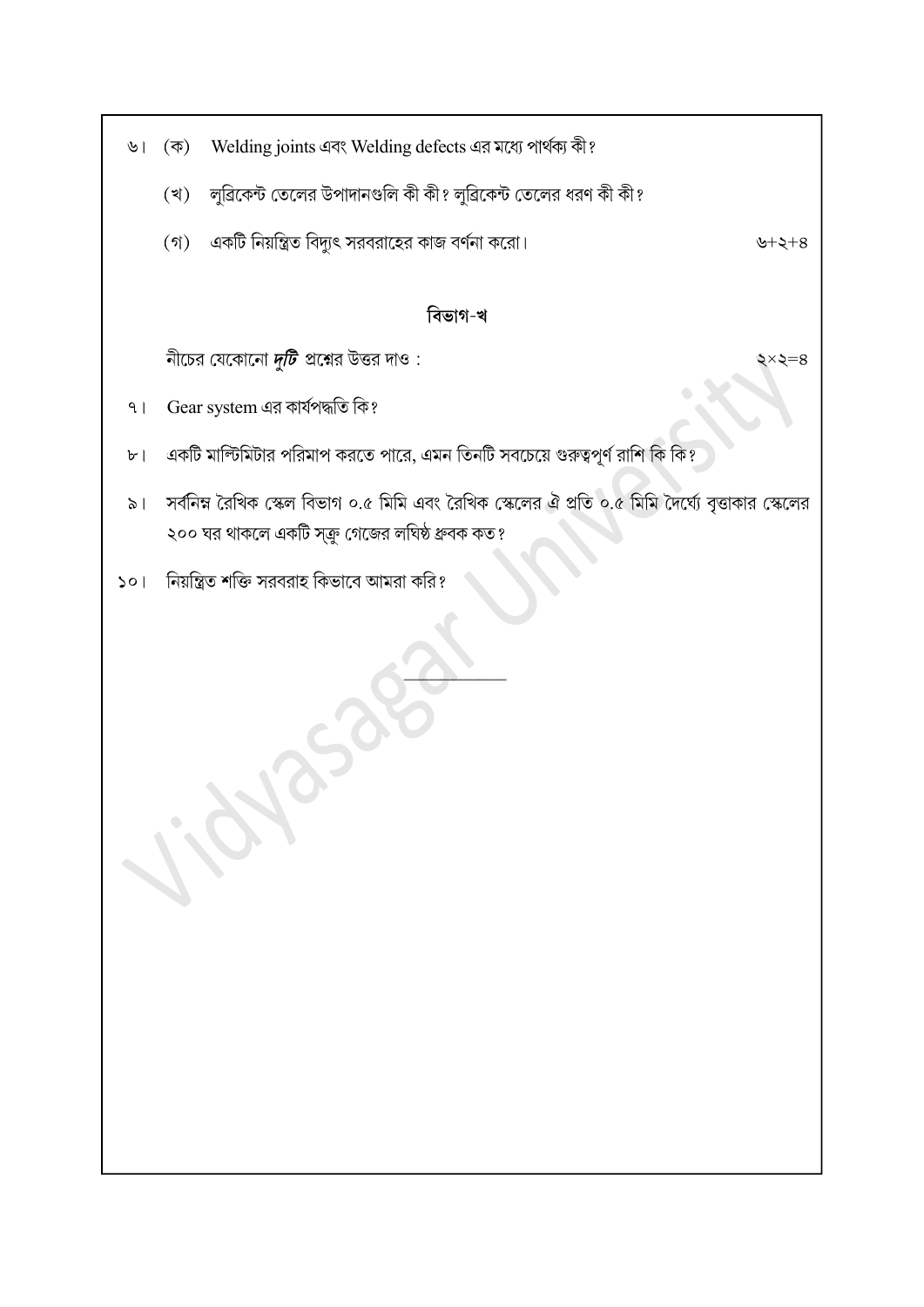৬। (ক) Welding joints এবং Welding defects এর মধ্যে পার্থক্য কী?

(খ) লুব্রিকেন্ট তেলের উপাদানগুলি কী কী? লুব্রিকেন্ট তেলের ধরণ কী কী?

(গ) একটি নিয়ন্ত্রিত বিদ্যুৎ সরবরাহের কাজ বর্ণনা করো। ৬+২+৪

## বিভাগ-খ

নীচের যেকোনো ***দুটি*** প্রশ্নের উত্তর দাও : ২×২=৪

৭। Gear system এর কার্যপদ্ধতি কি?

৮। একটি মাল্টিমিটার পরিমাপ করতে পারে, এমন তিনটি সবচেয়ে গুরুত্বপূর্ণ রাশি কি কি?

৯। সর্বনিম্ন রৈখিক স্কেল বিভাগ ০.৫ মিমি এবং রৈখিক স্কেলের ঐ প্রতি ০.৫ মিমি দৈর্ঘ্যে বৃত্তাকার স্কেলের ২০০ ঘর থাকলে একটি স্ক্রু গেজের লঘিষ্ঠ ধ্রুবক কত?

১০। নিয়ন্ত্রিত শক্তি সরবরাহ কিভাবে আমরা করি?

---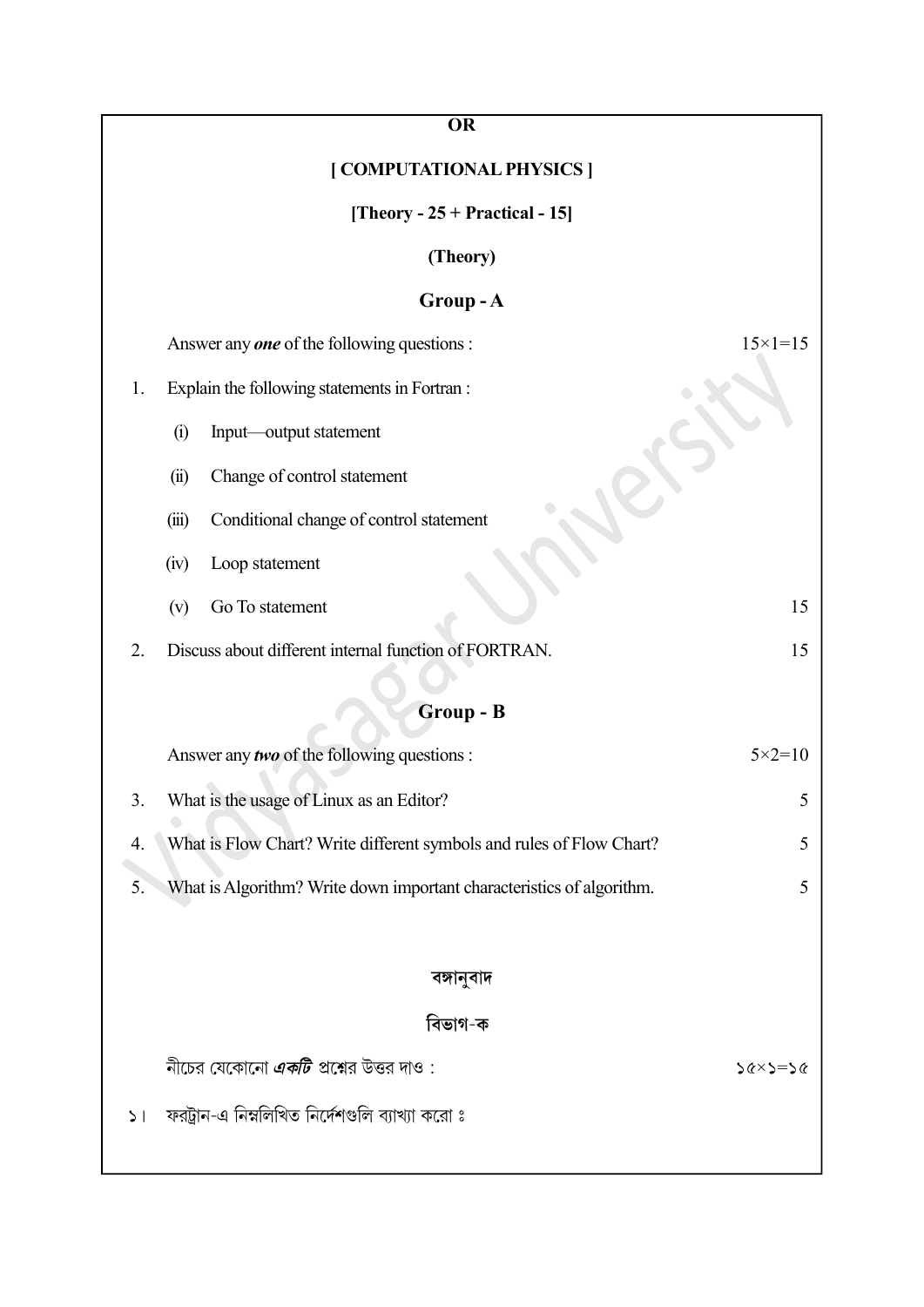**OR**

## [ COMPUTATIONAL PHYSICS ]

**[Theory - 25 + Practical - 15]**

**(Theory)**

### Group - A

Answer any ***one*** of the following questions : 15×1=15

1. Explain the following statements in Fortran :

   (i) Input—output statement

   (ii) Change of control statement

   (iii) Conditional change of control statement

   (iv) Loop statement

   (v) Go To statement 15

2. Discuss about different internal function of FORTRAN. 15

### Group - B

Answer any ***two*** of the following questions : 5×2=10

3. What is the usage of Linux as an Editor? 5

4. What is Flow Chart? Write different symbols and rules of Flow Chart? 5

5. What is Algorithm? Write down important characteristics of algorithm. 5

## বঙ্গানুবাদ

### বিভাগ-ক

নীচের যেকোনো ***একটি*** প্রশ্নের উত্তর দাও : ১৫×১=১৫

১। ফরট্রান-এ নিম্নলিখিত নির্দেশগুলি ব্যাখ্যা করো ঃ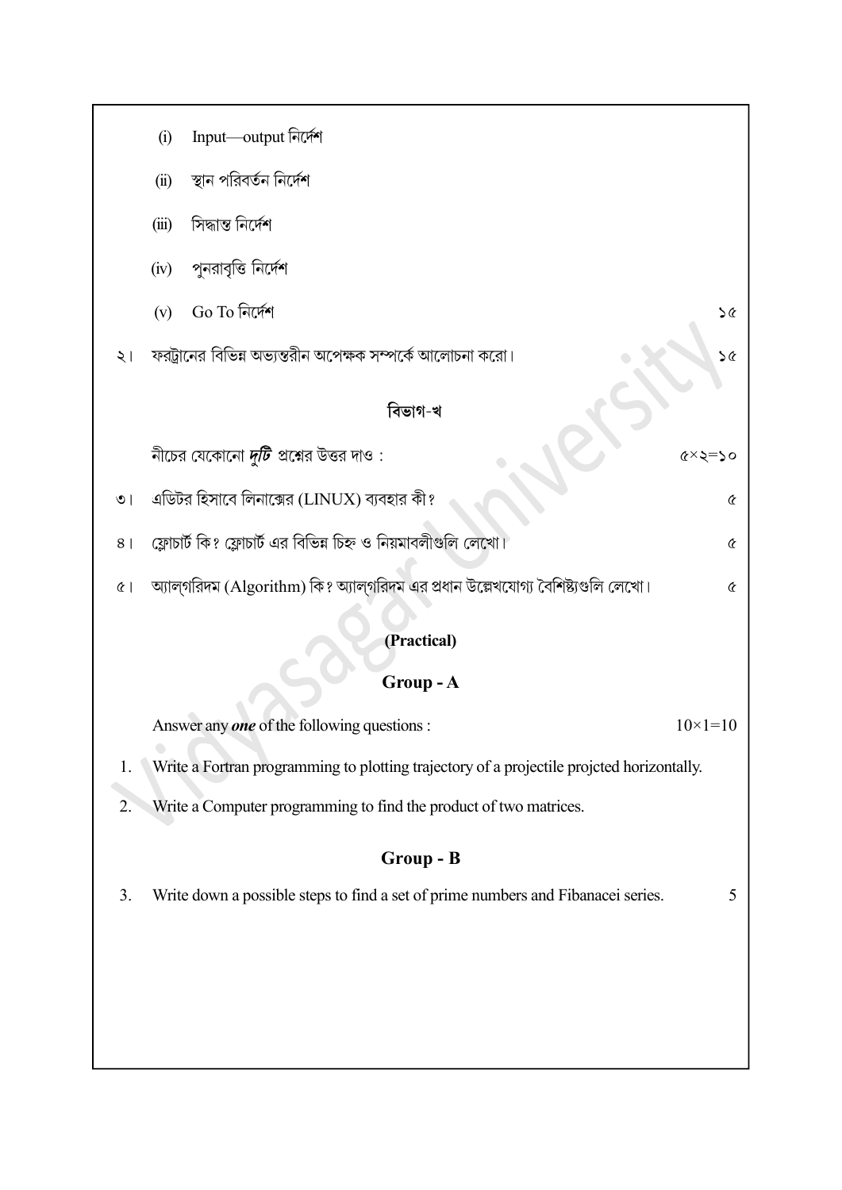(i) Input—output নির্দেশ

(ii) স্থান পরিবর্তন নির্দেশ

(iii) সিদ্ধান্ত নির্দেশ

(iv) পুনরাবৃত্তি নির্দেশ

(v) Go To নির্দেশ ১৫

২। ফরট্রানের বিভিন্ন অভ্যন্তরীন অপেক্ষক সম্পর্কে আলোচনা করো। ১৫

## বিভাগ-খ

নীচের যেকোনো ***দুটি*** প্রশ্নের উত্তর দাও : ৫×২=১০

৩। এডিটর হিসাবে লিনাক্সের (LINUX) ব্যবহার কী? ৫

৪। ফ্লোচার্ট কি? ফ্লোচার্ট এর বিভিন্ন চিহ্ন ও নিয়মাবলীগুলি লেখো। ৫

৫। অ্যাল্‌গরিদম (Algorithm) কি? অ্যাল্‌গরিদম এর প্রধান উল্লেখযোগ্য বৈশিষ্ট্যগুলি লেখো। ৫

## (Practical)

## Group - A

Answer any ***one*** of the following questions : 10×1=10

1. Write a Fortran programming to plotting trajectory of a projectile projcted horizontally.

2. Write a Computer programming to find the product of two matrices.

## Group - B

3. Write down a possible steps to find a set of prime numbers and Fibanacei series. 5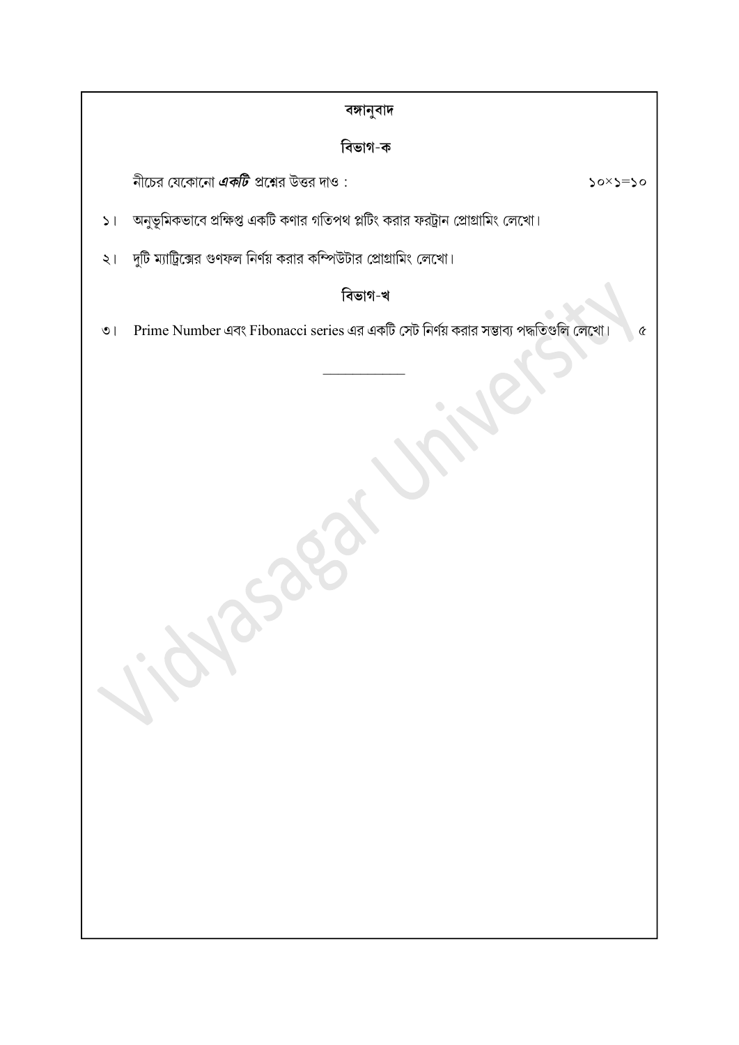## বঙ্গানুবাদ

### বিভাগ-ক

নীচের যেকোনো ***একটি*** প্রশ্নের উত্তর দাও : ১০×১=১০

১। অনুভূমিকভাবে প্রক্ষিপ্ত একটি কণার গতিপথ প্লটিং করার ফরট্রান প্রোগ্রামিং লেখো।

২। দুটি ম্যাট্রিক্সের গুণফল নির্ণয় করার কম্পিউটার প্রোগ্রামিং লেখো।

### বিভাগ-খ

৩। Prime Number এবং Fibonacci series এর একটি সেট নির্ণয় করার সম্ভাব্য পদ্ধতিগুলি লেখো। ৫

---